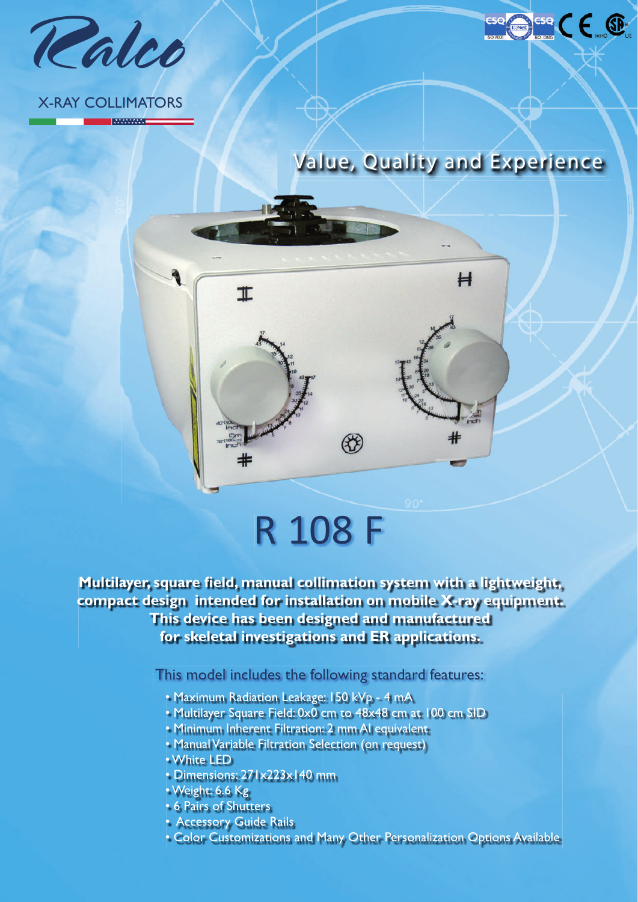Ralco

X-RAY COLLIMATORS

## Value, Quality and Experience

# R 108 F

**Multilayer, square field, manual collimation system with a lightweight, compact design intended for installation on mobile X-ray equipment. This device has been designed and manufactured for skeletal investigations and ER applications.**

This model includes the following standard features:

- Maximum Radiation Leakage: 150 kVp - 4 mA
- Multilayer Square Field: 0x0 cm to 48x48 cm at 100 cm SID
- Minimum Inherent Filtration: 2 mm Al equivalent
- Manual Variable Filtration Selection (on request)
- White LED
- Dimensions: 271x223x140 mm
- Weight: 6.6 Kg
- 6 Pairs of Shutters
- Accessory Guide Rails
- Color Customizations and Many Other Personalization Options Available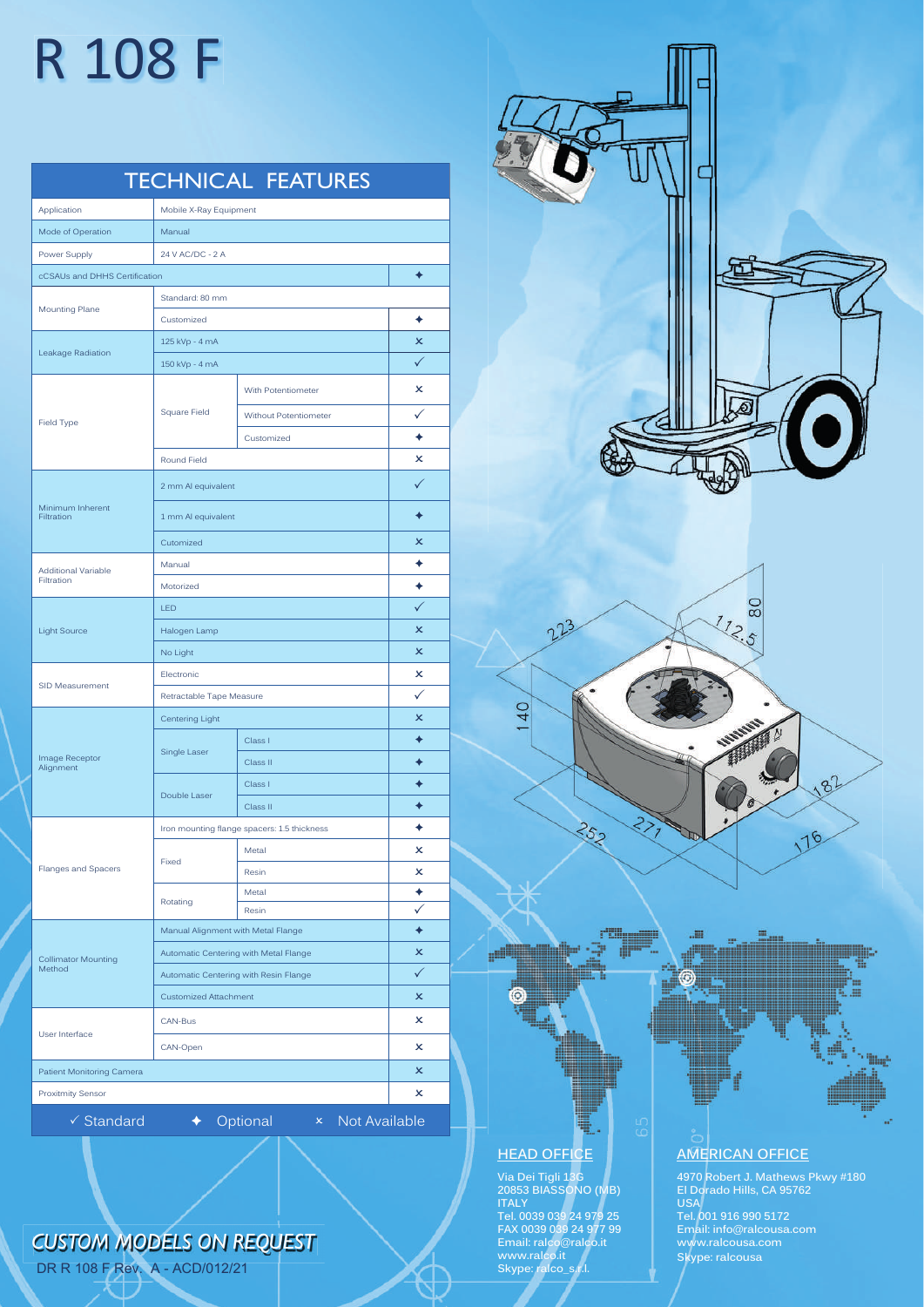# R 108 F

## TECHNICAL FEATURES

| | | | |
|---|---|---|---|
| Application | Mobile X-Ray Equipment | | |
| Mode of Operation | Manual | | |
| Power Supply | 24 V AC/DC - 2 A | | |
| cCSAUs and DHHS Certification | | | ✦ |
| Mounting Plane | Standard: 80 mm | | |
| | Customized | | ✦ |
| Leakage Radiation | 125 kVp - 4 mA | | × |
| | 150 kVp - 4 mA | | ✓ |
| Field Type | Square Field | With Potentiometer | × |
| | | Without Potentiometer | ✓ |
| | | Customized | ✦ |
| | Round Field | | × |
| Minimum Inherent Filtration | 2 mm Al equivalent | | ✓ |
| | 1 mm Al equivalent | | ✦ |
| | Cutomized | | × |
| Additional Variable Filtration | Manual | | ✦ |
| | Motorized | | ✦ |
| Light Source | LED | | ✓ |
| | Halogen Lamp | | × |
| | No Light | | × |
| SID Measurement | Electronic | | × |
| | Retractable Tape Measure | | ✓ |
| Image Receptor Alignment | Centering Light | | × |
| | Single Laser | Class I | ✦ |
| | | Class II | ✦ |
| | Double Laser | Class I | ✦ |
| | | Class II | ✦ |
| Flanges and Spacers | Iron mounting flange spacers: 1.5 thickness | | ✦ |
| | Fixed | Metal | × |
| | | Resin | × |
| | Rotating | Metal | ✦ |
| | | Resin | ✓ |
| Collimator Mounting Method | Manual Alignment with Metal Flange | | ✦ |
| | Automatic Centering with Metal Flange | | × |
| | Automatic Centering with Resin Flange | | ✓ |
| | Customized Attachment | | × |
| User Interface | CAN-Bus | | × |
| | CAN-Open | | × |
| Patient Monitoring Camera | | | × |
| Proximity Sensor | | | × |

✓ Standard ✦ Optional × Not Available

223

112.5

80

140

252

271

182

176

*CUSTOM MODELS ON REQUEST*

DR R 108 F Rev. A - ACD/012/21

### HEAD OFFICE

Via Dei Tigli 13G
20853 BIASSONO (MB)
ITALY
Tel. 0039 039 24 979 25
FAX 0039 039 24 977 99
Email: ralco@ralco.it
www.ralco.it
Skype: ralco_s.r.l.

### AMERICAN OFFICE

4970 Robert J. Mathews Pkwy #180
El Dorado Hills, CA 95762
USA
Tel. 001 916 990 5172
Email: info@ralcousa.com
www.ralcousa.com
Skype: ralcousa